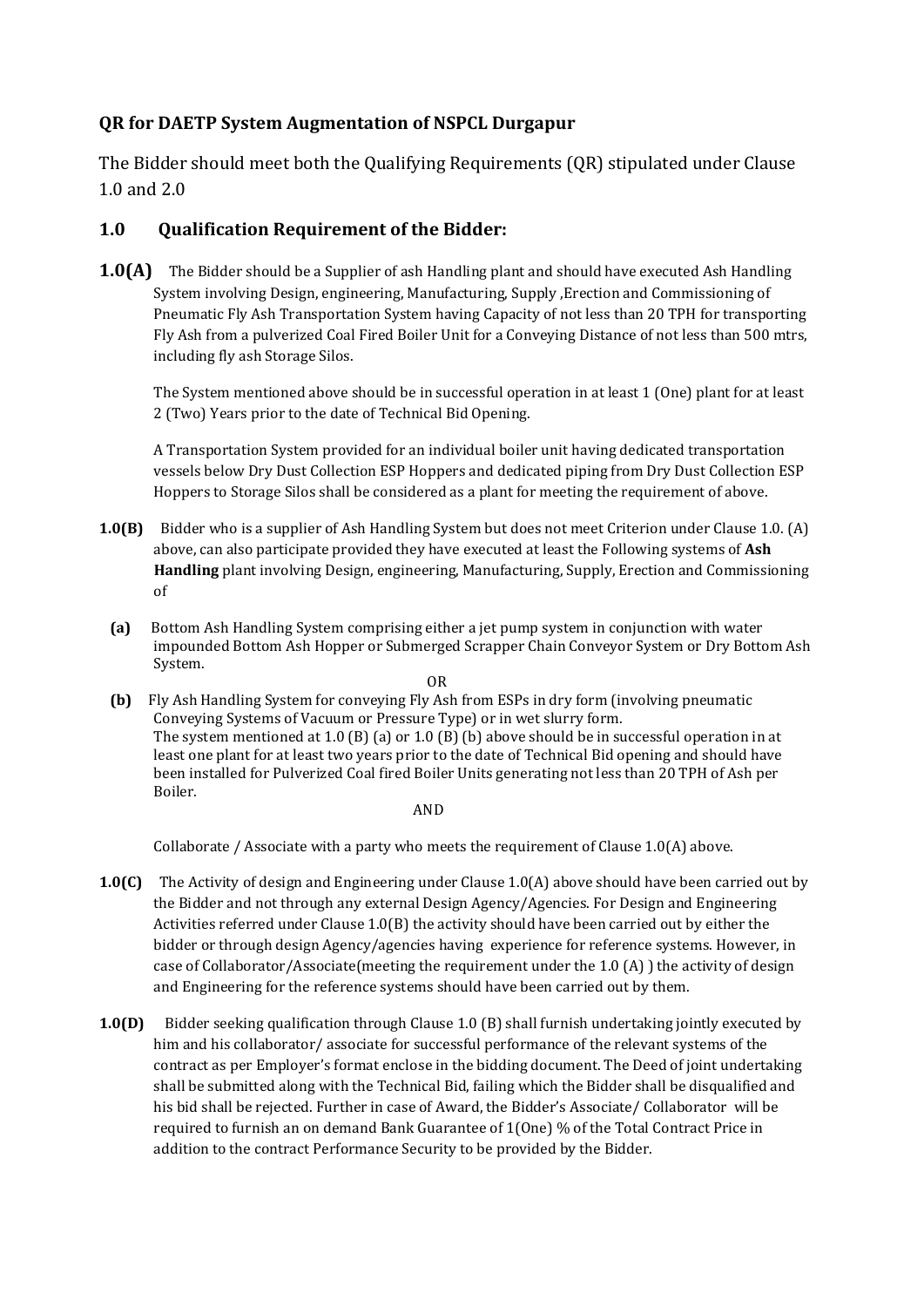## QR for DAETP System Augmentation of NSPCL Durgapur

The Bidder should meet both the Qualifying Requirements (QR) stipulated under Clause 1.0 and 2.0

## 1.0 Qualification Requirement of the Bidder:

**1.0(A)** The Bidder should be a Supplier of ash Handling plant and should have executed Ash Handling System involving Design, engineering, Manufacturing, Supply ,Erection and Commissioning of Pneumatic Fly Ash Transportation System having Capacity of not less than 20 TPH for transporting Fly Ash from a pulverized Coal Fired Boiler Unit for a Conveying Distance of not less than 500 mtrs, including fly ash Storage Silos.

The System mentioned above should be in successful operation in at least 1 (One) plant for at least 2 (Two) Years prior to the date of Technical Bid Opening.

A Transportation System provided for an individual boiler unit having dedicated transportation vessels below Dry Dust Collection ESP Hoppers and dedicated piping from Dry Dust Collection ESP Hoppers to Storage Silos shall be considered as a plant for meeting the requirement of above.

**1.0(B)** Bidder who is a supplier of Ash Handling System but does not meet Criterion under Clause 1.0. (A) above, can also participate provided they have executed at least the Following systems of **Ash Handling** plant involving Design, engineering, Manufacturing, Supply, Erection and Commissioning of

**(a)** Bottom Ash Handling System comprising either a jet pump system in conjunction with water impounded Bottom Ash Hopper or Submerged Scrapper Chain Conveyor System or Dry Bottom Ash System.

OR

**(b)** Fly Ash Handling System for conveying Fly Ash from ESPs in dry form (involving pneumatic Conveying Systems of Vacuum or Pressure Type) or in wet slurry form.
The system mentioned at 1.0 (B) (a) or 1.0 (B) (b) above should be in successful operation in at least one plant for at least two years prior to the date of Technical Bid opening and should have been installed for Pulverized Coal fired Boiler Units generating not less than 20 TPH of Ash per Boiler.

AND

Collaborate / Associate with a party who meets the requirement of Clause 1.0(A) above.

**1.0(C)** The Activity of design and Engineering under Clause 1.0(A) above should have been carried out by the Bidder and not through any external Design Agency/Agencies. For Design and Engineering Activities referred under Clause 1.0(B) the activity should have been carried out by either the bidder or through design Agency/agencies having experience for reference systems. However, in case of Collaborator/Associate(meeting the requirement under the 1.0 (A) ) the activity of design and Engineering for the reference systems should have been carried out by them.

**1.0(D)** Bidder seeking qualification through Clause 1.0 (B) shall furnish undertaking jointly executed by him and his collaborator/ associate for successful performance of the relevant systems of the contract as per Employer's format enclose in the bidding document. The Deed of joint undertaking shall be submitted along with the Technical Bid, failing which the Bidder shall be disqualified and his bid shall be rejected. Further in case of Award, the Bidder's Associate/ Collaborator will be required to furnish an on demand Bank Guarantee of 1(One) % of the Total Contract Price in addition to the contract Performance Security to be provided by the Bidder.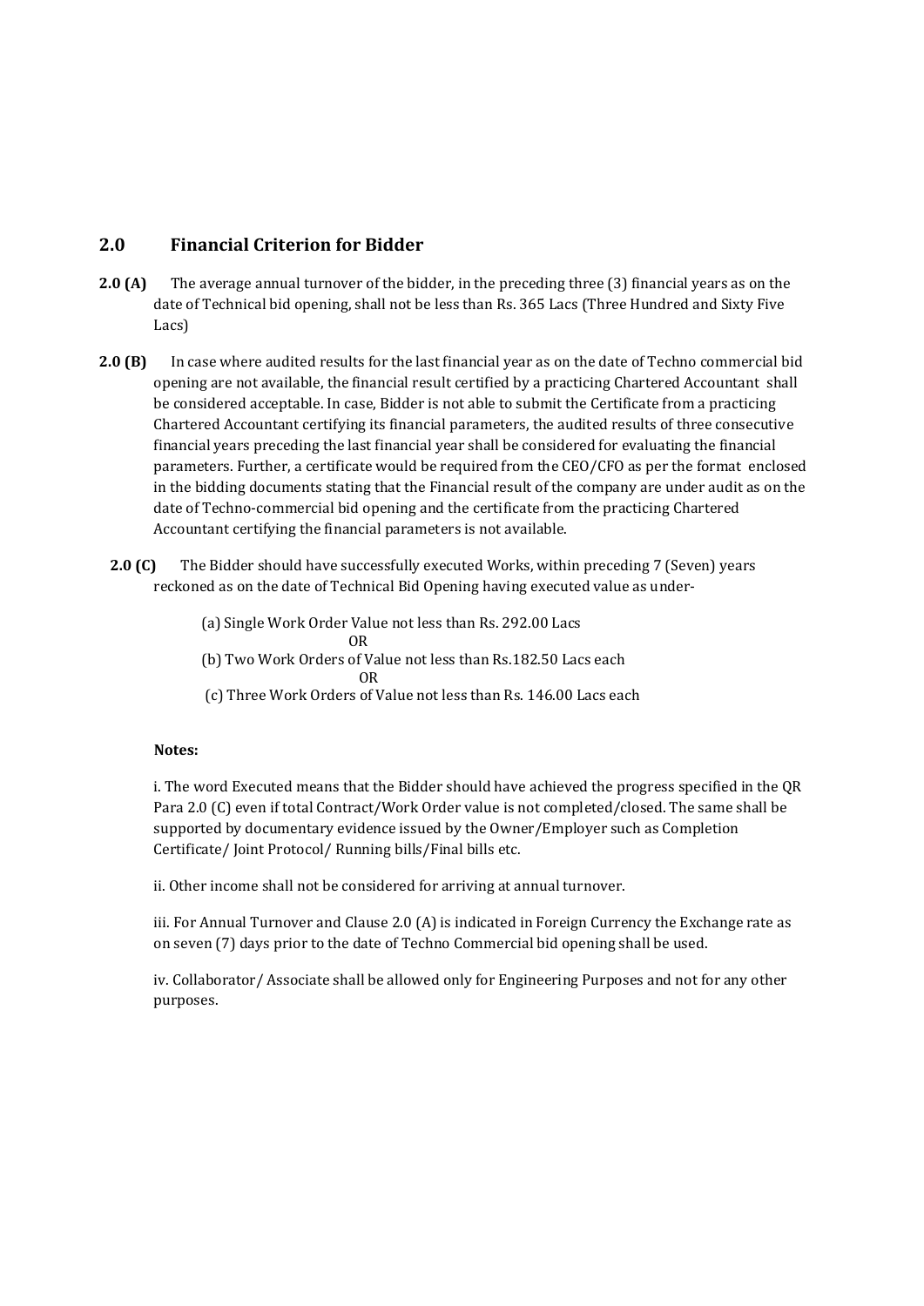## 2.0 Financial Criterion for Bidder

**2.0 (A)** The average annual turnover of the bidder, in the preceding three (3) financial years as on the date of Technical bid opening, shall not be less than Rs. 365 Lacs (Three Hundred and Sixty Five Lacs)

**2.0 (B)** In case where audited results for the last financial year as on the date of Techno commercial bid opening are not available, the financial result certified by a practicing Chartered Accountant shall be considered acceptable. In case, Bidder is not able to submit the Certificate from a practicing Chartered Accountant certifying its financial parameters, the audited results of three consecutive financial years preceding the last financial year shall be considered for evaluating the financial parameters. Further, a certificate would be required from the CEO/CFO as per the format enclosed in the bidding documents stating that the Financial result of the company are under audit as on the date of Techno-commercial bid opening and the certificate from the practicing Chartered Accountant certifying the financial parameters is not available.

**2.0 (C)** The Bidder should have successfully executed Works, within preceding 7 (Seven) years reckoned as on the date of Technical Bid Opening having executed value as under-

(a) Single Work Order Value not less than Rs. 292.00 Lacs

OR

(b) Two Work Orders of Value not less than Rs.182.50 Lacs each

OR

(c) Three Work Orders of Value not less than Rs. 146.00 Lacs each

**Notes:**

i. The word Executed means that the Bidder should have achieved the progress specified in the QR Para 2.0 (C) even if total Contract/Work Order value is not completed/closed. The same shall be supported by documentary evidence issued by the Owner/Employer such as Completion Certificate/ Joint Protocol/ Running bills/Final bills etc.

ii. Other income shall not be considered for arriving at annual turnover.

iii. For Annual Turnover and Clause 2.0 (A) is indicated in Foreign Currency the Exchange rate as on seven (7) days prior to the date of Techno Commercial bid opening shall be used.

iv. Collaborator/ Associate shall be allowed only for Engineering Purposes and not for any other purposes.